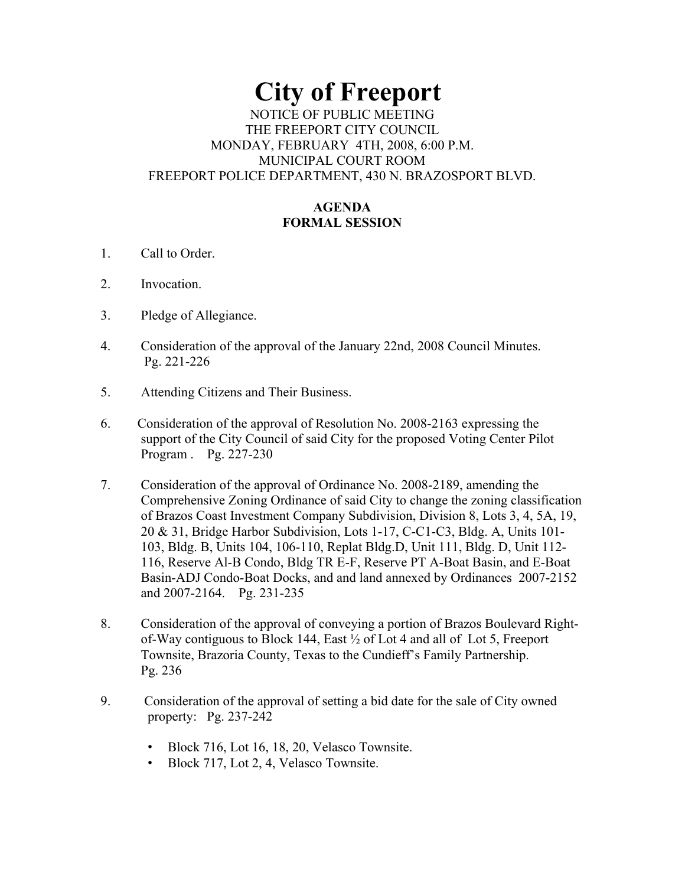# City of Freeport

NOTICE OF PUBLIC MEETING
THE FREEPORT CITY COUNCIL
MONDAY, FEBRUARY 4TH, 2008, 6:00 P.M.
MUNICIPAL COURT ROOM
FREEPORT POLICE DEPARTMENT, 430 N. BRAZOSPORT BLVD.

**AGENDA**
**FORMAL SESSION**

1. Call to Order.

2. Invocation.

3. Pledge of Allegiance.

4. Consideration of the approval of the January 22nd, 2008 Council Minutes. Pg. 221-226

5. Attending Citizens and Their Business.

6. Consideration of the approval of Resolution No. 2008-2163 expressing the support of the City Council of said City for the proposed Voting Center Pilot Program . Pg. 227-230

7. Consideration of the approval of Ordinance No. 2008-2189, amending the Comprehensive Zoning Ordinance of said City to change the zoning classification of Brazos Coast Investment Company Subdivision, Division 8, Lots 3, 4, 5A, 19, 20 & 31, Bridge Harbor Subdivision, Lots 1-17, C-C1-C3, Bldg. A, Units 101-103, Bldg. B, Units 104, 106-110, Replat Bldg.D, Unit 111, Bldg. D, Unit 112-116, Reserve Al-B Condo, Bldg TR E-F, Reserve PT A-Boat Basin, and E-Boat Basin-ADJ Condo-Boat Docks, and and land annexed by Ordinances 2007-2152 and 2007-2164. Pg. 231-235

8. Consideration of the approval of conveying a portion of Brazos Boulevard Right-of-Way contiguous to Block 144, East ½ of Lot 4 and all of Lot 5, Freeport Townsite, Brazoria County, Texas to the Cundieff's Family Partnership. Pg. 236

9. Consideration of the approval of setting a bid date for the sale of City owned property: Pg. 237-242

   - Block 716, Lot 16, 18, 20, Velasco Townsite.
   - Block 717, Lot 2, 4, Velasco Townsite.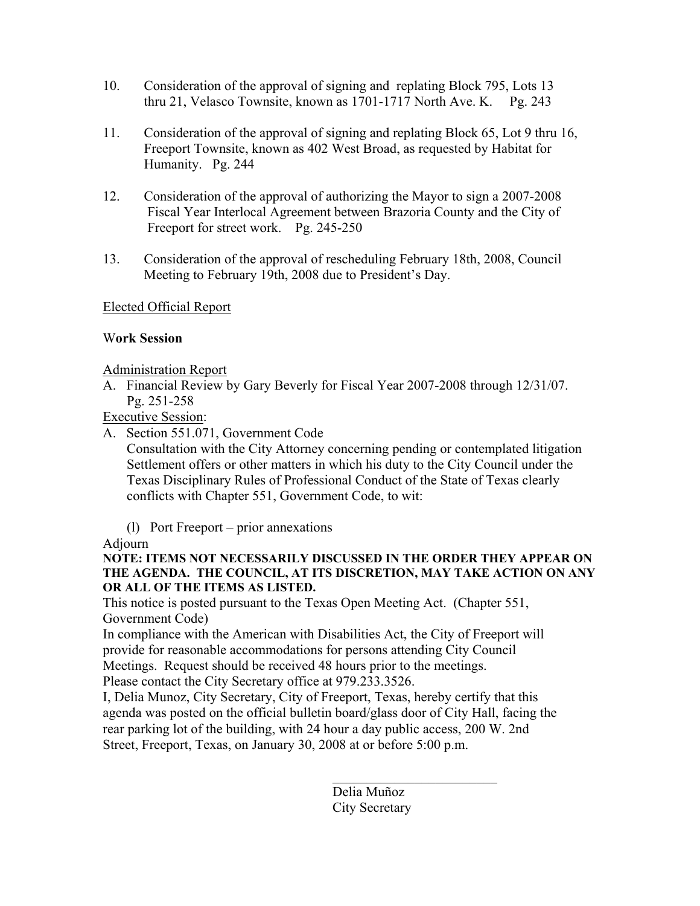10. Consideration of the approval of signing and replating Block 795, Lots 13 thru 21, Velasco Townsite, known as 1701-1717 North Ave. K. Pg. 243

11. Consideration of the approval of signing and replating Block 65, Lot 9 thru 16, Freeport Townsite, known as 402 West Broad, as requested by Habitat for Humanity. Pg. 244

12. Consideration of the approval of authorizing the Mayor to sign a 2007-2008 Fiscal Year Interlocal Agreement between Brazoria County and the City of Freeport for street work. Pg. 245-250

13. Consideration of the approval of rescheduling February 18th, 2008, Council Meeting to February 19th, 2008 due to President's Day.

Elected Official Report

**Work Session**

Administration Report

A. Financial Review by Gary Beverly for Fiscal Year 2007-2008 through 12/31/07. Pg. 251-258

Executive Session:

A. Section 551.071, Government Code
   Consultation with the City Attorney concerning pending or contemplated litigation Settlement offers or other matters in which his duty to the City Council under the Texas Disciplinary Rules of Professional Conduct of the State of Texas clearly conflicts with Chapter 551, Government Code, to wit:

   (l) Port Freeport – prior annexations

Adjourn

**NOTE: ITEMS NOT NECESSARILY DISCUSSED IN THE ORDER THEY APPEAR ON THE AGENDA. THE COUNCIL, AT ITS DISCRETION, MAY TAKE ACTION ON ANY OR ALL OF THE ITEMS AS LISTED.**

This notice is posted pursuant to the Texas Open Meeting Act. (Chapter 551, Government Code)

In compliance with the American with Disabilities Act, the City of Freeport will provide for reasonable accommodations for persons attending City Council Meetings. Request should be received 48 hours prior to the meetings. Please contact the City Secretary office at 979.233.3526.

I, Delia Munoz, City Secretary, City of Freeport, Texas, hereby certify that this agenda was posted on the official bulletin board/glass door of City Hall, facing the rear parking lot of the building, with 24 hour a day public access, 200 W. 2nd Street, Freeport, Texas, on January 30, 2008 at or before 5:00 p.m.

\_\_\_\_\_\_\_\_\_\_\_\_\_\_\_\_\_\_\_\_\_\_\_\_\_

Delia Muñoz
City Secretary